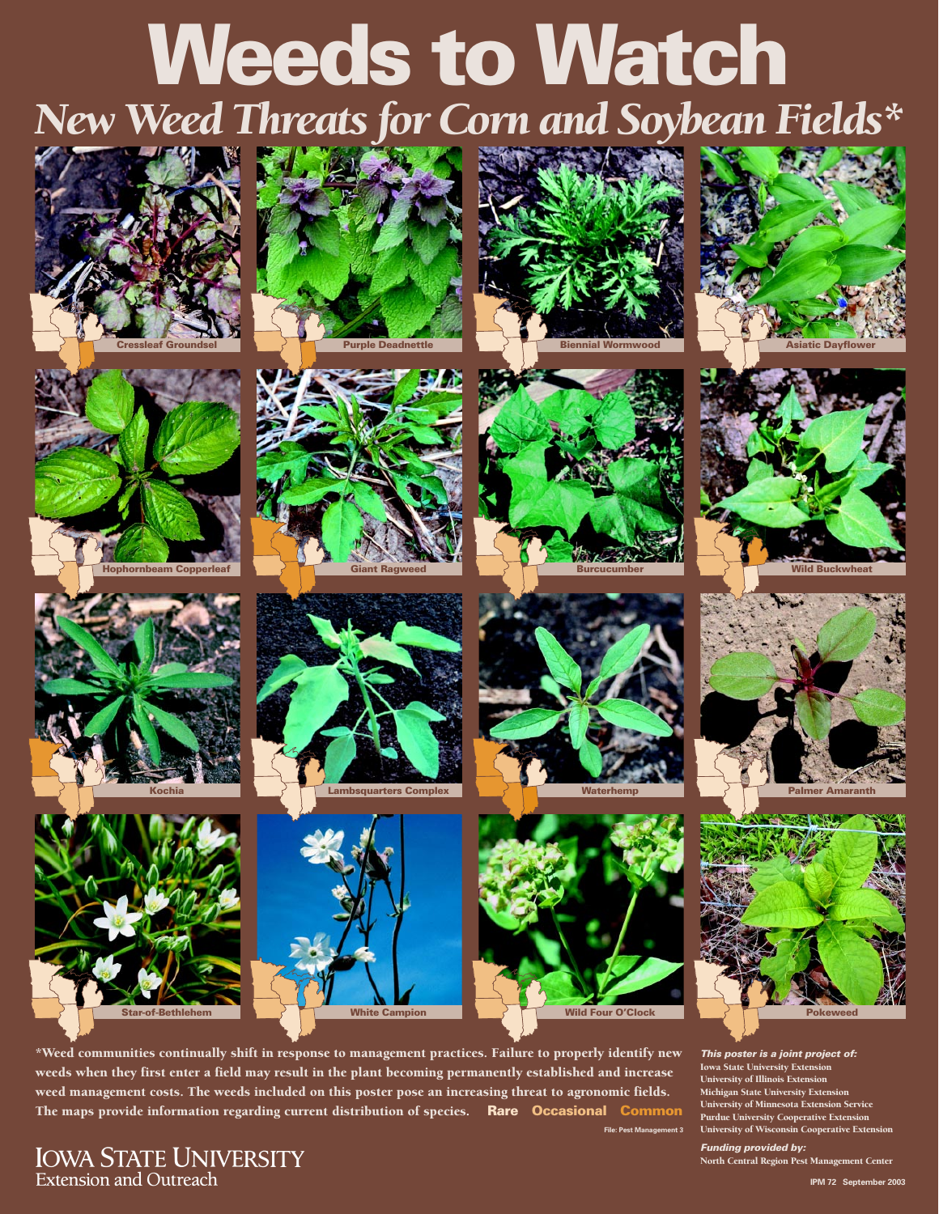# Weeds to Watch

## *New Weed Threats for Corn and Soybean Fields**

Cressleaf Groundsel

Purple Deadnettle

Biennial Wormwood

Asiatic Dayflower

Hophornbeam Copperleaf

Giant Ragweed

Burcucumber

Wild Buckwheat

Kochia

Lambsquarters Complex

Waterhemp

Palmer Amaranth

Star-of-Bethlehem

White Campion

Wild Four O'Clock

Pokeweed

***Weed communities continually shift in response to management practices. Failure to properly identify new weeds when they first enter a field may result in the plant becoming permanently established and increase weed management costs. The weeds included on this poster pose an increasing threat to agronomic fields. The maps provide information regarding current distribution of species.** **Rare** **Occasional** **Common**

File: Pest Management 3

***This poster is a joint project of:***

**Iowa State University Extension**
**University of Illinois Extension**
**Michigan State University Extension**
**University of Minnesota Extension Service**
**Purdue University Cooperative Extension**
**University of Wisconsin Cooperative Extension**

***Funding provided by:***

**North Central Region Pest Management Center**

IOWA STATE UNIVERSITY
Extension and Outreach

IPM 72 September 2003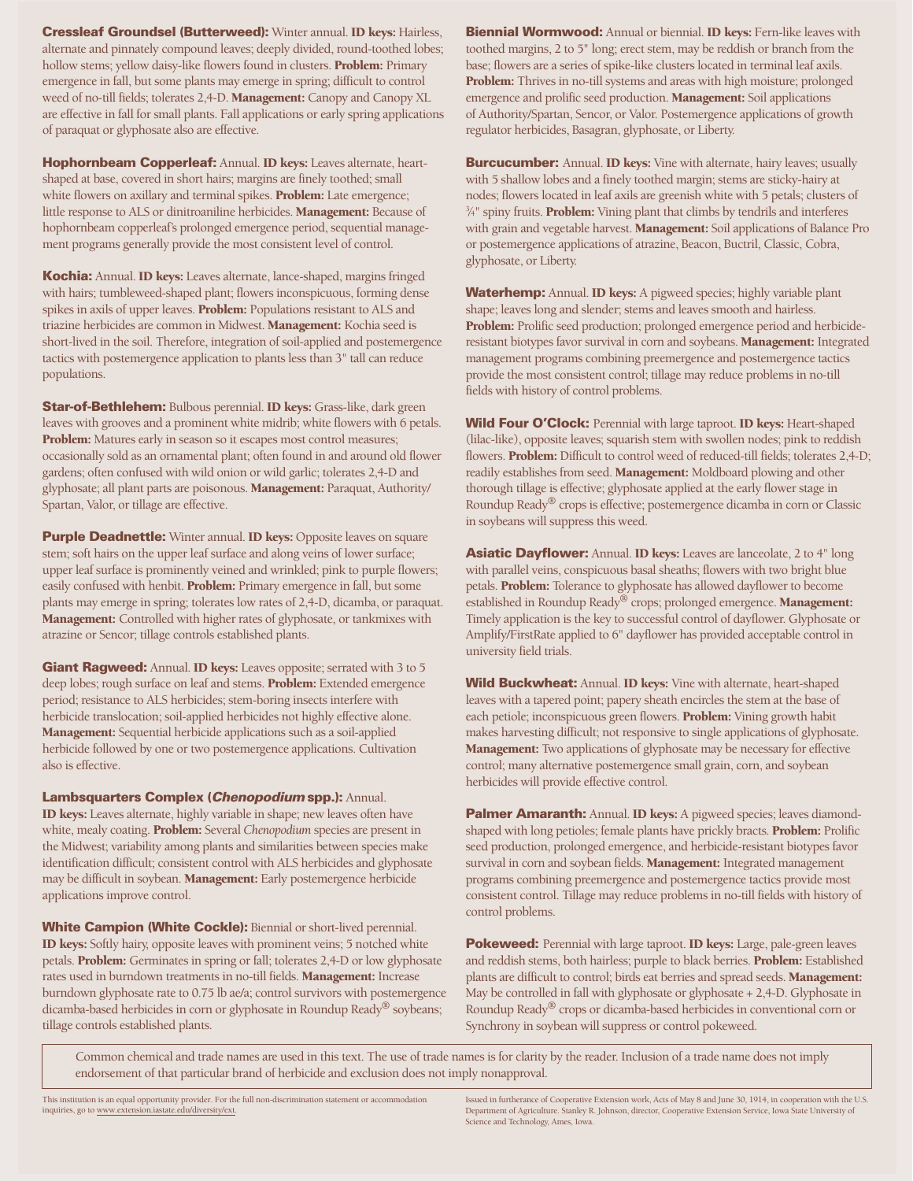**Cressleaf Groundsel (Butterweed):** Winter annual. **ID keys:** Hairless, alternate and pinnately compound leaves; deeply divided, round-toothed lobes; hollow stems; yellow daisy-like flowers found in clusters. **Problem:** Primary emergence in fall, but some plants may emerge in spring; difficult to control weed of no-till fields; tolerates 2,4-D. **Management:** Canopy and Canopy XL are effective in fall for small plants. Fall applications or early spring applications of paraquat or glyphosate also are effective.

**Hophornbeam Copperleaf:** Annual. **ID keys:** Leaves alternate, heart-shaped at base, covered in short hairs; margins are finely toothed; small white flowers on axillary and terminal spikes. **Problem:** Late emergence; little response to ALS or dinitroaniline herbicides. **Management:** Because of hophornbeam copperleaf's prolonged emergence period, sequential management programs generally provide the most consistent level of control.

**Kochia:** Annual. **ID keys:** Leaves alternate, lance-shaped, margins fringed with hairs; tumbleweed-shaped plant; flowers inconspicuous, forming dense spikes in axils of upper leaves. **Problem:** Populations resistant to ALS and triazine herbicides are common in Midwest. **Management:** Kochia seed is short-lived in the soil. Therefore, integration of soil-applied and postemergence tactics with postemergence application to plants less than 3" tall can reduce populations.

**Star-of-Bethlehem:** Bulbous perennial. **ID keys:** Grass-like, dark green leaves with grooves and a prominent white midrib; white flowers with 6 petals. **Problem:** Matures early in season so it escapes most control measures; occasionally sold as an ornamental plant; often found in and around old flower gardens; often confused with wild onion or wild garlic; tolerates 2,4-D and glyphosate; all plant parts are poisonous. **Management:** Paraquat, Authority/Spartan, Valor, or tillage are effective.

**Purple Deadnettle:** Winter annual. **ID keys:** Opposite leaves on square stem; soft hairs on the upper leaf surface and along veins of lower surface; upper leaf surface is prominently veined and wrinkled; pink to purple flowers; easily confused with henbit. **Problem:** Primary emergence in fall, but some plants may emerge in spring; tolerates low rates of 2,4-D, dicamba, or paraquat. **Management:** Controlled with higher rates of glyphosate, or tankmixes with atrazine or Sencor; tillage controls established plants.

**Giant Ragweed:** Annual. **ID keys:** Leaves opposite; serrated with 3 to 5 deep lobes; rough surface on leaf and stems. **Problem:** Extended emergence period; resistance to ALS herbicides; stem-boring insects interfere with herbicide translocation; soil-applied herbicides not highly effective alone. **Management:** Sequential herbicide applications such as a soil-applied herbicide followed by one or two postemergence applications. Cultivation also is effective.

**Lambsquarters Complex (*Chenopodium* spp.):** Annual. **ID keys:** Leaves alternate, highly variable in shape; new leaves often have white, mealy coating. **Problem:** Several *Chenopodium* species are present in the Midwest; variability among plants and similarities between species make identification difficult; consistent control with ALS herbicides and glyphosate may be difficult in soybean. **Management:** Early postemergence herbicide applications improve control.

**White Campion (White Cockle):** Biennial or short-lived perennial. **ID keys:** Softly hairy, opposite leaves with prominent veins; 5 notched white petals. **Problem:** Germinates in spring or fall; tolerates 2,4-D or low glyphosate rates used in burndown treatments in no-till fields. **Management:** Increase burndown glyphosate rate to 0.75 lb ae/a; control survivors with postemergence dicamba-based herbicides in corn or glyphosate in Roundup Ready® soybeans; tillage controls established plants.

**Biennial Wormwood:** Annual or biennial. **ID keys:** Fern-like leaves with toothed margins, 2 to 5" long; erect stem, may be reddish or branch from the base; flowers are a series of spike-like clusters located in terminal leaf axils. **Problem:** Thrives in no-till systems and areas with high moisture; prolonged emergence and prolific seed production. **Management:** Soil applications of Authority/Spartan, Sencor, or Valor. Postemergence applications of growth regulator herbicides, Basagran, glyphosate, or Liberty.

**Burcucumber:** Annual. **ID keys:** Vine with alternate, hairy leaves; usually with 5 shallow lobes and a finely toothed margin; stems are sticky-hairy at nodes; flowers located in leaf axils are greenish white with 5 petals; clusters of ¾" spiny fruits. **Problem:** Vining plant that climbs by tendrils and interferes with grain and vegetable harvest. **Management:** Soil applications of Balance Pro or postemergence applications of atrazine, Beacon, Buctril, Classic, Cobra, glyphosate, or Liberty.

**Waterhemp:** Annual. **ID keys:** A pigweed species; highly variable plant shape; leaves long and slender; stems and leaves smooth and hairless. **Problem:** Prolific seed production; prolonged emergence period and herbicide-resistant biotypes favor survival in corn and soybeans. **Management:** Integrated management programs combining preemergence and postemergence tactics provide the most consistent control; tillage may reduce problems in no-till fields with history of control problems.

**Wild Four O'Clock:** Perennial with large taproot. **ID keys:** Heart-shaped (lilac-like), opposite leaves; squarish stem with swollen nodes; pink to reddish flowers. **Problem:** Difficult to control weed of reduced-till fields; tolerates 2,4-D; readily establishes from seed. **Management:** Moldboard plowing and other thorough tillage is effective; glyphosate applied at the early flower stage in Roundup Ready® crops is effective; postemergence dicamba in corn or Classic in soybeans will suppress this weed.

**Asiatic Dayflower:** Annual. **ID keys:** Leaves are lanceolate, 2 to 4" long with parallel veins, conspicuous basal sheaths; flowers with two bright blue petals. **Problem:** Tolerance to glyphosate has allowed dayflower to become established in Roundup Ready® crops; prolonged emergence. **Management:** Timely application is the key to successful control of dayflower. Glyphosate or Amplify/FirstRate applied to 6" dayflower has provided acceptable control in university field trials.

**Wild Buckwheat:** Annual. **ID keys:** Vine with alternate, heart-shaped leaves with a tapered point; papery sheath encircles the stem at the base of each petiole; inconspicuous green flowers. **Problem:** Vining growth habit makes harvesting difficult; not responsive to single applications of glyphosate. **Management:** Two applications of glyphosate may be necessary for effective control; many alternative postemergence small grain, corn, and soybean herbicides will provide effective control.

**Palmer Amaranth:** Annual. **ID keys:** A pigweed species; leaves diamond-shaped with long petioles; female plants have prickly bracts. **Problem:** Prolific seed production, prolonged emergence, and herbicide-resistant biotypes favor survival in corn and soybean fields. **Management:** Integrated management programs combining preemergence and postemergence tactics provide most consistent control. Tillage may reduce problems in no-till fields with history of control problems.

**Pokeweed:** Perennial with large taproot. **ID keys:** Large, pale-green leaves and reddish stems, both hairless; purple to black berries. **Problem:** Established plants are difficult to control; birds eat berries and spread seeds. **Management:** May be controlled in fall with glyphosate or glyphosate + 2,4-D. Glyphosate in Roundup Ready® crops or dicamba-based herbicides in conventional corn or Synchrony in soybean will suppress or control pokeweed.

Common chemical and trade names are used in this text. The use of trade names is for clarity by the reader. Inclusion of a trade name does not imply endorsement of that particular brand of herbicide and exclusion does not imply nonapproval.

This institution is an equal opportunity provider. For the full non-discrimination statement or accommodation inquiries, go to www.extension.iastate.edu/diversity/ext.

Issued in furtherance of Cooperative Extension work, Acts of May 8 and June 30, 1914, in cooperation with the U.S. Department of Agriculture. Stanley R. Johnson, director, Cooperative Extension Service, Iowa State University of Science and Technology, Ames, Iowa.